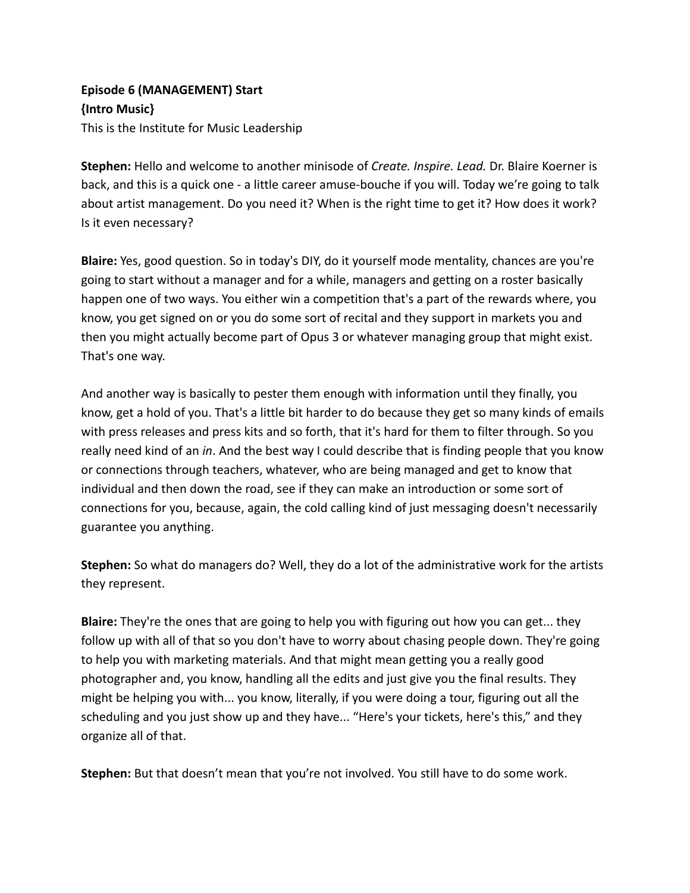**Episode 6 (MANAGEMENT) Start**
**{Intro Music}**
This is the Institute for Music Leadership

**Stephen:** Hello and welcome to another minisode of *Create. Inspire. Lead.* Dr. Blaire Koerner is back, and this is a quick one - a little career amuse-bouche if you will. Today we're going to talk about artist management. Do you need it? When is the right time to get it? How does it work? Is it even necessary?

**Blaire:** Yes, good question. So in today's DIY, do it yourself mode mentality, chances are you're going to start without a manager and for a while, managers and getting on a roster basically happen one of two ways. You either win a competition that's a part of the rewards where, you know, you get signed on or you do some sort of recital and they support in markets you and then you might actually become part of Opus 3 or whatever managing group that might exist. That's one way.

And another way is basically to pester them enough with information until they finally, you know, get a hold of you. That's a little bit harder to do because they get so many kinds of emails with press releases and press kits and so forth, that it's hard for them to filter through. So you really need kind of an *in*. And the best way I could describe that is finding people that you know or connections through teachers, whatever, who are being managed and get to know that individual and then down the road, see if they can make an introduction or some sort of connections for you, because, again, the cold calling kind of just messaging doesn't necessarily guarantee you anything.

**Stephen:** So what do managers do? Well, they do a lot of the administrative work for the artists they represent.

**Blaire:** They're the ones that are going to help you with figuring out how you can get... they follow up with all of that so you don't have to worry about chasing people down. They're going to help you with marketing materials. And that might mean getting you a really good photographer and, you know, handling all the edits and just give you the final results. They might be helping you with... you know, literally, if you were doing a tour, figuring out all the scheduling and you just show up and they have... "Here's your tickets, here's this," and they organize all of that.

**Stephen:** But that doesn't mean that you're not involved. You still have to do some work.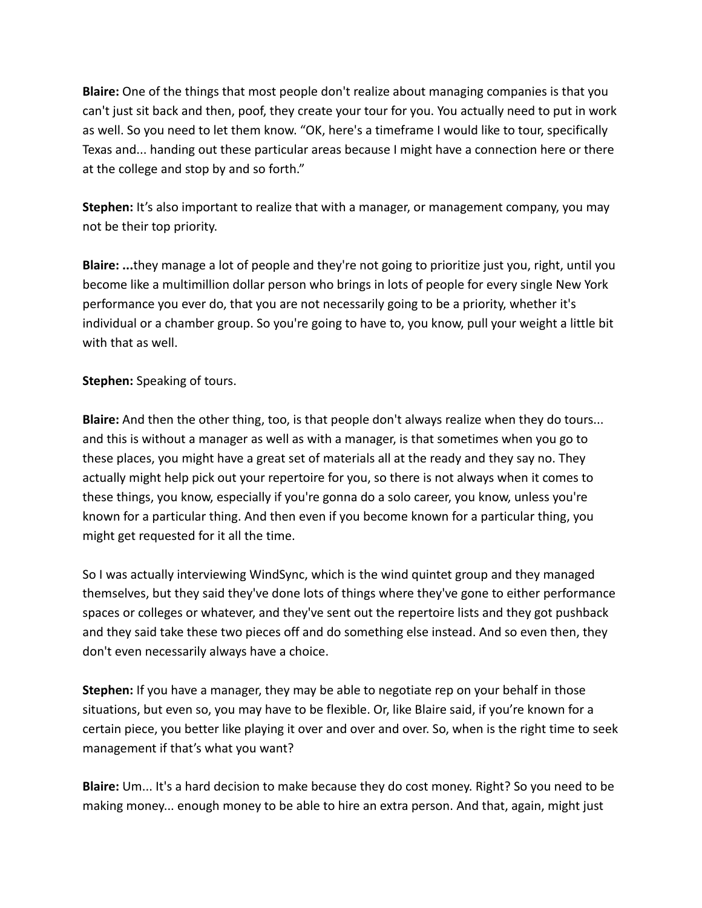**Blaire:** One of the things that most people don't realize about managing companies is that you can't just sit back and then, poof, they create your tour for you. You actually need to put in work as well. So you need to let them know. “OK, here's a timeframe I would like to tour, specifically Texas and... handing out these particular areas because I might have a connection here or there at the college and stop by and so forth.”

**Stephen:** It’s also important to realize that with a manager, or management company, you may not be their top priority.

**Blaire: ...**they manage a lot of people and they're not going to prioritize just you, right, until you become like a multimillion dollar person who brings in lots of people for every single New York performance you ever do, that you are not necessarily going to be a priority, whether it's individual or a chamber group. So you're going to have to, you know, pull your weight a little bit with that as well.

**Stephen:** Speaking of tours.

**Blaire:** And then the other thing, too, is that people don't always realize when they do tours... and this is without a manager as well as with a manager, is that sometimes when you go to these places, you might have a great set of materials all at the ready and they say no. They actually might help pick out your repertoire for you, so there is not always when it comes to these things, you know, especially if you're gonna do a solo career, you know, unless you're known for a particular thing. And then even if you become known for a particular thing, you might get requested for it all the time.

So I was actually interviewing WindSync, which is the wind quintet group and they managed themselves, but they said they've done lots of things where they've gone to either performance spaces or colleges or whatever, and they've sent out the repertoire lists and they got pushback and they said take these two pieces off and do something else instead. And so even then, they don't even necessarily always have a choice.

**Stephen:** If you have a manager, they may be able to negotiate rep on your behalf in those situations, but even so, you may have to be flexible. Or, like Blaire said, if you’re known for a certain piece, you better like playing it over and over and over. So, when is the right time to seek management if that’s what you want?

**Blaire:** Um... It's a hard decision to make because they do cost money. Right? So you need to be making money... enough money to be able to hire an extra person. And that, again, might just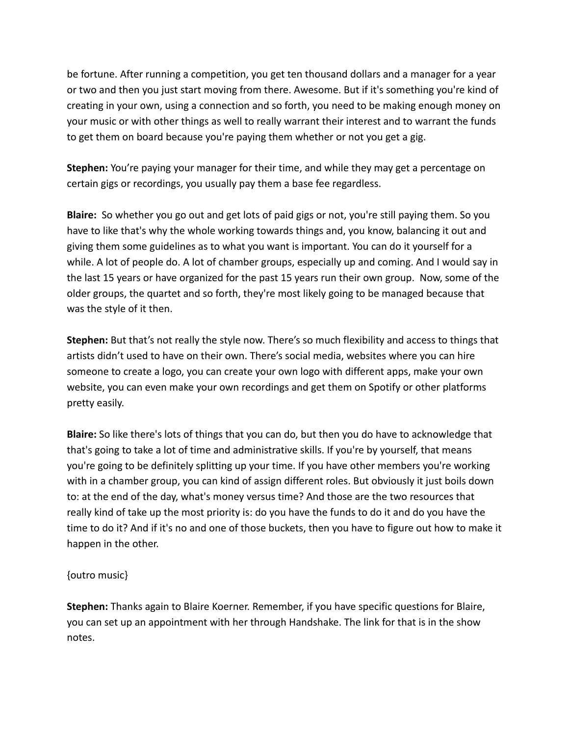be fortune. After running a competition, you get ten thousand dollars and a manager for a year or two and then you just start moving from there. Awesome. But if it's something you're kind of creating in your own, using a connection and so forth, you need to be making enough money on your music or with other things as well to really warrant their interest and to warrant the funds to get them on board because you're paying them whether or not you get a gig.

**Stephen:** You're paying your manager for their time, and while they may get a percentage on certain gigs or recordings, you usually pay them a base fee regardless.

**Blaire:** So whether you go out and get lots of paid gigs or not, you're still paying them. So you have to like that's why the whole working towards things and, you know, balancing it out and giving them some guidelines as to what you want is important. You can do it yourself for a while. A lot of people do. A lot of chamber groups, especially up and coming. And I would say in the last 15 years or have organized for the past 15 years run their own group. Now, some of the older groups, the quartet and so forth, they're most likely going to be managed because that was the style of it then.

**Stephen:** But that's not really the style now. There's so much flexibility and access to things that artists didn't used to have on their own. There's social media, websites where you can hire someone to create a logo, you can create your own logo with different apps, make your own website, you can even make your own recordings and get them on Spotify or other platforms pretty easily.

**Blaire:** So like there's lots of things that you can do, but then you do have to acknowledge that that's going to take a lot of time and administrative skills. If you're by yourself, that means you're going to be definitely splitting up your time. If you have other members you're working with in a chamber group, you can kind of assign different roles. But obviously it just boils down to: at the end of the day, what's money versus time? And those are the two resources that really kind of take up the most priority is: do you have the funds to do it and do you have the time to do it? And if it's no and one of those buckets, then you have to figure out how to make it happen in the other.

{outro music}

**Stephen:** Thanks again to Blaire Koerner. Remember, if you have specific questions for Blaire, you can set up an appointment with her through Handshake. The link for that is in the show notes.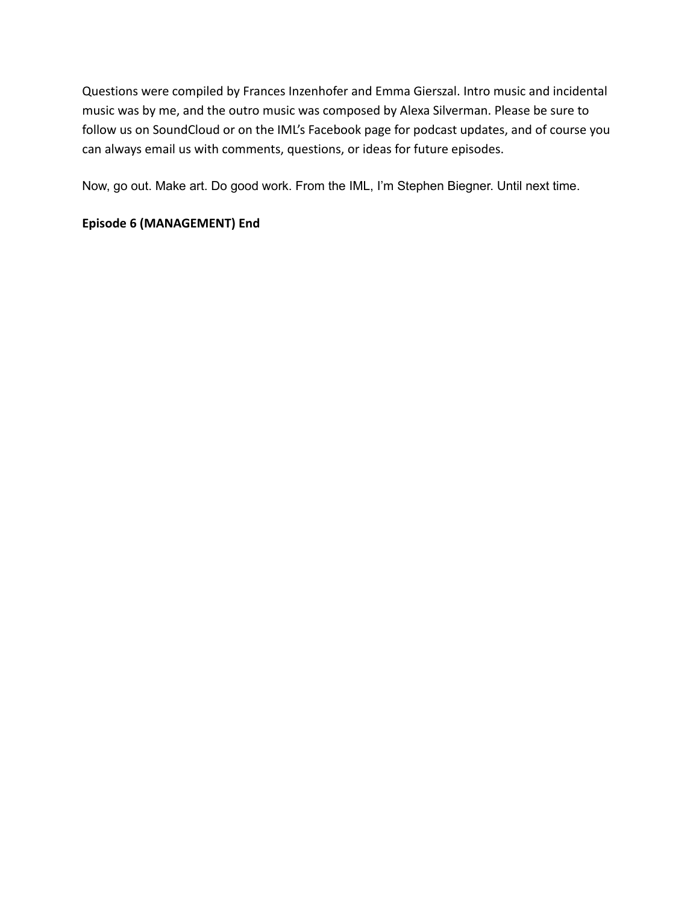Questions were compiled by Frances Inzenhofer and Emma Gierszal. Intro music and incidental music was by me, and the outro music was composed by Alexa Silverman. Please be sure to follow us on SoundCloud or on the IML's Facebook page for podcast updates, and of course you can always email us with comments, questions, or ideas for future episodes.

Now, go out. Make art. Do good work. From the IML, I'm Stephen Biegner. Until next time.

**Episode 6 (MANAGEMENT) End**